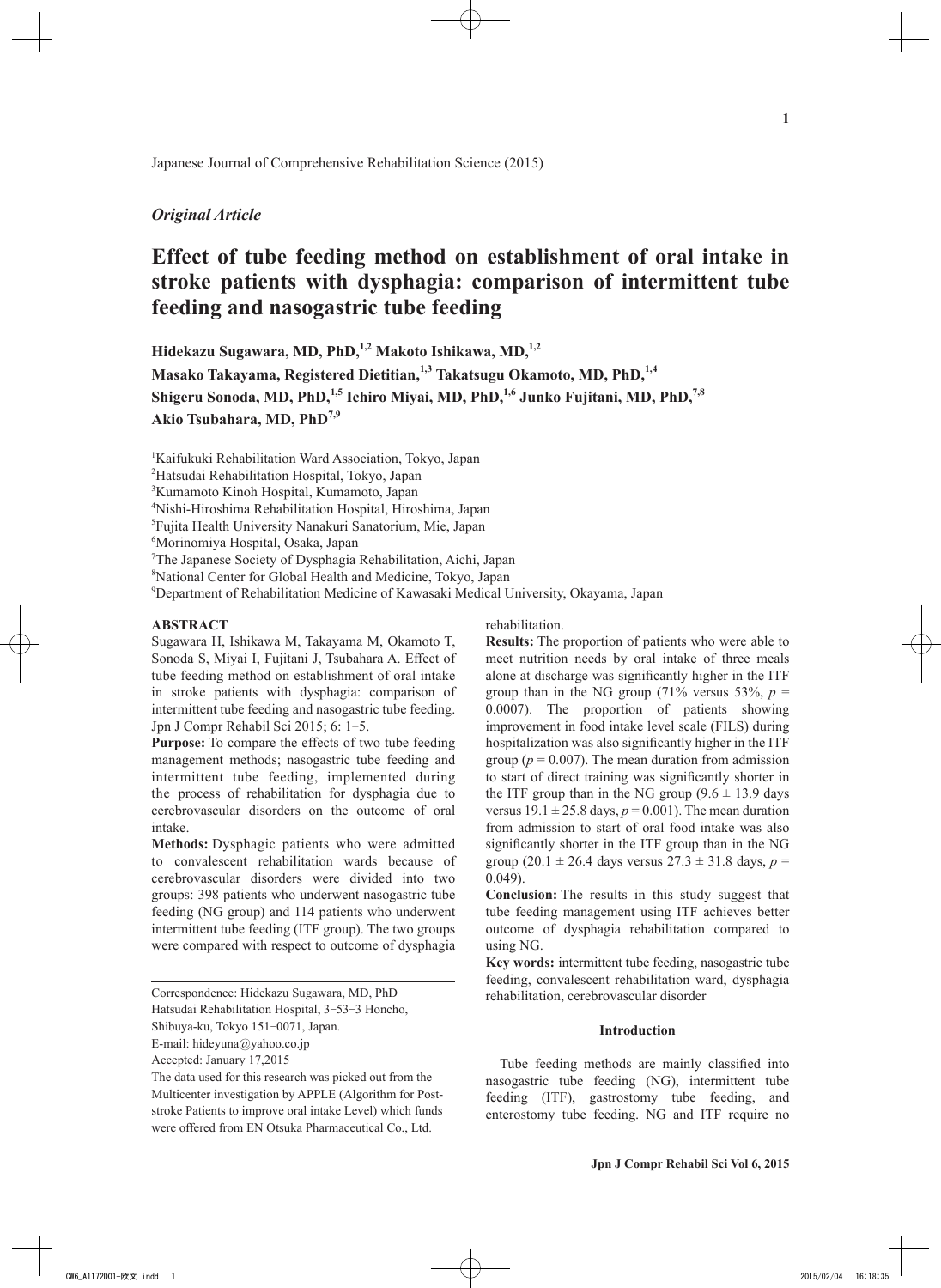Japanese Journal of Comprehensive Rehabilitation Science (2015)

*Original Article*

# Effect of tube feeding method on establishment of oral intake in stroke patients with dysphagia: comparison of intermittent tube feeding and nasogastric tube feeding

**Hidekazu Sugawara, MD, PhD,[1,2] Makoto Ishikawa, MD,[1,2] Masako Takayama, Registered Dietitian,[1,3] Takatsugu Okamoto, MD, PhD,[1,4] Shigeru Sonoda, MD, PhD,[1,5] Ichiro Miyai, MD, PhD,[1,6] Junko Fujitani, MD, PhD,[7,8] Akio Tsubahara, MD, PhD[7,9]**

[1]Kaifukuki Rehabilitation Ward Association, Tokyo, Japan
[2]Hatsudai Rehabilitation Hospital, Tokyo, Japan
[3]Kumamoto Kinoh Hospital, Kumamoto, Japan
[4]Nishi-Hiroshima Rehabilitation Hospital, Hiroshima, Japan
[5]Fujita Health University Nanakuri Sanatorium, Mie, Japan
[6]Morinomiya Hospital, Osaka, Japan
[7]The Japanese Society of Dysphagia Rehabilitation, Aichi, Japan
[8]National Center for Global Health and Medicine, Tokyo, Japan
[9]Department of Rehabilitation Medicine of Kawasaki Medical University, Okayama, Japan

## ABSTRACT

Sugawara H, Ishikawa M, Takayama M, Okamoto T, Sonoda S, Miyai I, Fujitani J, Tsubahara A. Effect of tube feeding method on establishment of oral intake in stroke patients with dysphagia: comparison of intermittent tube feeding and nasogastric tube feeding. Jpn J Compr Rehabil Sci 2015; 6: 1−5.

**Purpose:** To compare the effects of two tube feeding management methods; nasogastric tube feeding and intermittent tube feeding, implemented during the process of rehabilitation for dysphagia due to cerebrovascular disorders on the outcome of oral intake.

**Methods:** Dysphagic patients who were admitted to convalescent rehabilitation wards because of cerebrovascular disorders were divided into two groups: 398 patients who underwent nasogastric tube feeding (NG group) and 114 patients who underwent intermittent tube feeding (ITF group). The two groups were compared with respect to outcome of dysphagia rehabilitation.

**Results:** The proportion of patients who were able to meet nutrition needs by oral intake of three meals alone at discharge was significantly higher in the ITF group than in the NG group (71% versus 53%, $p$ = 0.0007). The proportion of patients showing improvement in food intake level scale (FILS) during hospitalization was also significantly higher in the ITF group ($p$ = 0.007). The mean duration from admission to start of direct training was significantly shorter in the ITF group than in the NG group (9.6 ± 13.9 days versus 19.1 ± 25.8 days, $p$ = 0.001). The mean duration from admission to start of oral food intake was also significantly shorter in the ITF group than in the NG group (20.1 ± 26.4 days versus 27.3 ± 31.8 days, $p$ = 0.049).

**Conclusion:** The results in this study suggest that tube feeding management using ITF achieves better outcome of dysphagia rehabilitation compared to using NG.

**Key words:** intermittent tube feeding, nasogastric tube feeding, convalescent rehabilitation ward, dysphagia rehabilitation, cerebrovascular disorder

Correspondence: Hidekazu Sugawara, MD, PhD
Hatsudai Rehabilitation Hospital, 3−53−3 Honcho, Shibuya-ku, Tokyo 151−0071, Japan.
E-mail: hideyuna@yahoo.co.jp
Accepted: January 17,2015
The data used for this research was picked out from the Multicenter investigation by APPLE (Algorithm for Post-stroke Patients to improve oral intake Level) which funds were offered from EN Otsuka Pharmaceutical Co., Ltd.

## Introduction

Tube feeding methods are mainly classified into nasogastric tube feeding (NG), intermittent tube feeding (ITF), gastrostomy tube feeding, and enterostomy tube feeding. NG and ITF require no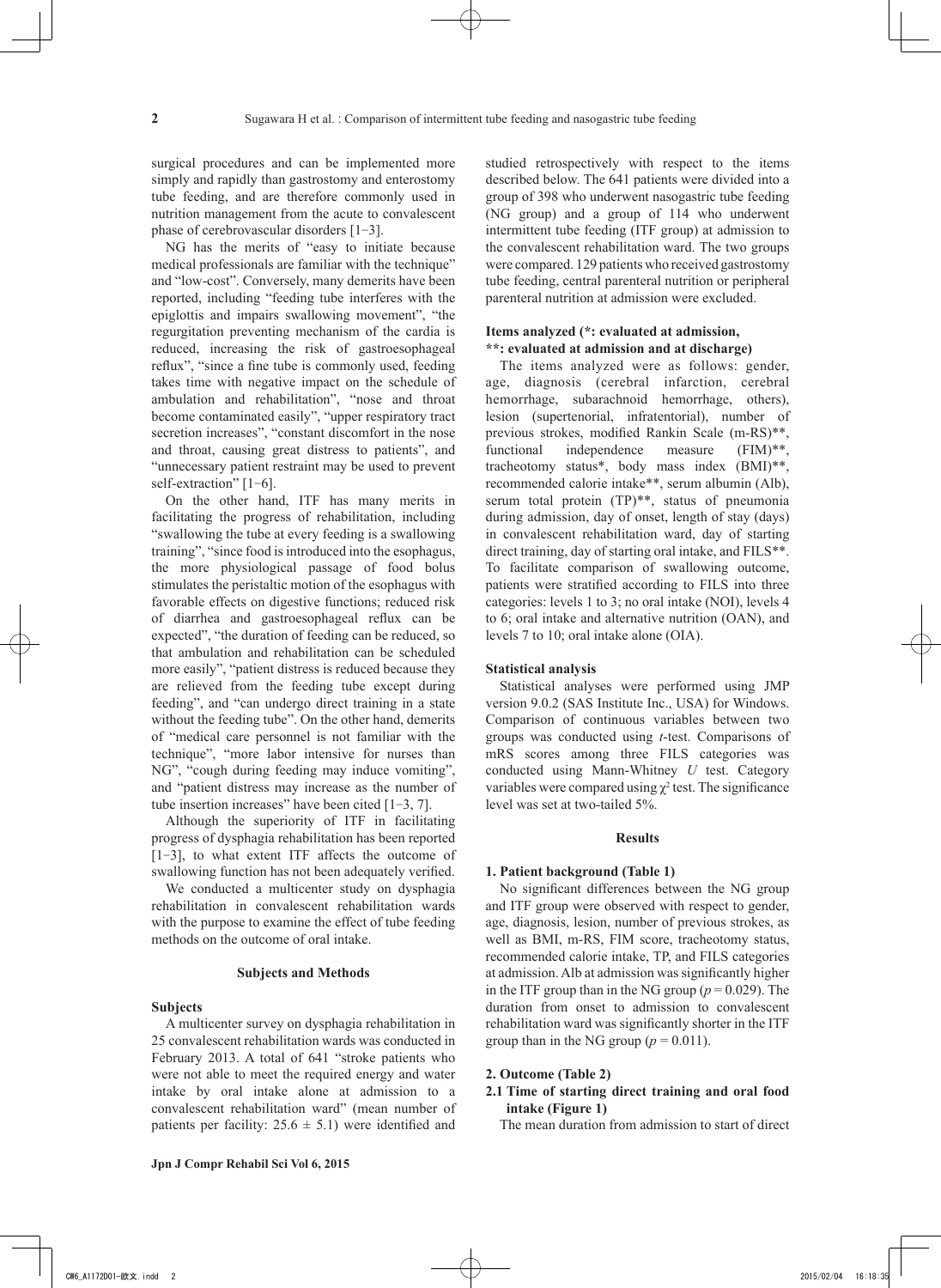surgical procedures and can be implemented more simply and rapidly than gastrostomy and enterostomy tube feeding, and are therefore commonly used in nutrition management from the acute to convalescent phase of cerebrovascular disorders [1−3].

NG has the merits of "easy to initiate because medical professionals are familiar with the technique" and "low-cost". Conversely, many demerits have been reported, including "feeding tube interferes with the epiglottis and impairs swallowing movement", "the regurgitation preventing mechanism of the cardia is reduced, increasing the risk of gastroesophageal reflux", "since a fine tube is commonly used, feeding takes time with negative impact on the schedule of ambulation and rehabilitation", "nose and throat become contaminated easily", "upper respiratory tract secretion increases", "constant discomfort in the nose and throat, causing great distress to patients", and "unnecessary patient restraint may be used to prevent self-extraction" [1−6].

On the other hand, ITF has many merits in facilitating the progress of rehabilitation, including "swallowing the tube at every feeding is a swallowing training", "since food is introduced into the esophagus, the more physiological passage of food bolus stimulates the peristaltic motion of the esophagus with favorable effects on digestive functions; reduced risk of diarrhea and gastroesophageal reflux can be expected", "the duration of feeding can be reduced, so that ambulation and rehabilitation can be scheduled more easily", "patient distress is reduced because they are relieved from the feeding tube except during feeding", and "can undergo direct training in a state without the feeding tube". On the other hand, demerits of "medical care personnel is not familiar with the technique", "more labor intensive for nurses than NG", "cough during feeding may induce vomiting", and "patient distress may increase as the number of tube insertion increases" have been cited [1−3, 7].

Although the superiority of ITF in facilitating progress of dysphagia rehabilitation has been reported [1−3], to what extent ITF affects the outcome of swallowing function has not been adequately verified.

We conducted a multicenter study on dysphagia rehabilitation in convalescent rehabilitation wards with the purpose to examine the effect of tube feeding methods on the outcome of oral intake.

## Subjects and Methods

### Subjects

A multicenter survey on dysphagia rehabilitation in 25 convalescent rehabilitation wards was conducted in February 2013. A total of 641 "stroke patients who were not able to meet the required energy and water intake by oral intake alone at admission to a convalescent rehabilitation ward" (mean number of patients per facility: 25.6 ± 5.1) were identified and studied retrospectively with respect to the items described below. The 641 patients were divided into a group of 398 who underwent nasogastric tube feeding (NG group) and a group of 114 who underwent intermittent tube feeding (ITF group) at admission to the convalescent rehabilitation ward. The two groups were compared. 129 patients who received gastrostomy tube feeding, central parenteral nutrition or peripheral parenteral nutrition at admission were excluded.

### Items analyzed (*: evaluated at admission, **: evaluated at admission and at discharge)

The items analyzed were as follows: gender, age, diagnosis (cerebral infarction, cerebral hemorrhage, subarachnoid hemorrhage, others), lesion (supertenorial, infratentorial), number of previous strokes, modified Rankin Scale (m-RS)**, functional independence measure (FIM)**, tracheotomy status*, body mass index (BMI)**, recommended calorie intake**, serum albumin (Alb), serum total protein (TP)**, status of pneumonia during admission, day of onset, length of stay (days) in convalescent rehabilitation ward, day of starting direct training, day of starting oral intake, and FILS**. To facilitate comparison of swallowing outcome, patients were stratified according to FILS into three categories: levels 1 to 3; no oral intake (NOI), levels 4 to 6; oral intake and alternative nutrition (OAN), and levels 7 to 10; oral intake alone (OIA).

### Statistical analysis

Statistical analyses were performed using JMP version 9.0.2 (SAS Institute Inc., USA) for Windows. Comparison of continuous variables between two groups was conducted using *t*-test. Comparisons of mRS scores among three FILS categories was conducted using Mann-Whitney *U* test. Category variables were compared using $\chi^2$ test. The significance level was set at two-tailed 5%.

## Results

### 1. Patient background (Table 1)

No significant differences between the NG group and ITF group were observed with respect to gender, age, diagnosis, lesion, number of previous strokes, as well as BMI, m-RS, FIM score, tracheotomy status, recommended calorie intake, TP, and FILS categories at admission. Alb at admission was significantly higher in the ITF group than in the NG group ($p = 0.029$). The duration from onset to admission to convalescent rehabilitation ward was significantly shorter in the ITF group than in the NG group ($p = 0.011$).

### 2. Outcome (Table 2)

#### 2.1 Time of starting direct training and oral food intake (Figure 1)

The mean duration from admission to start of direct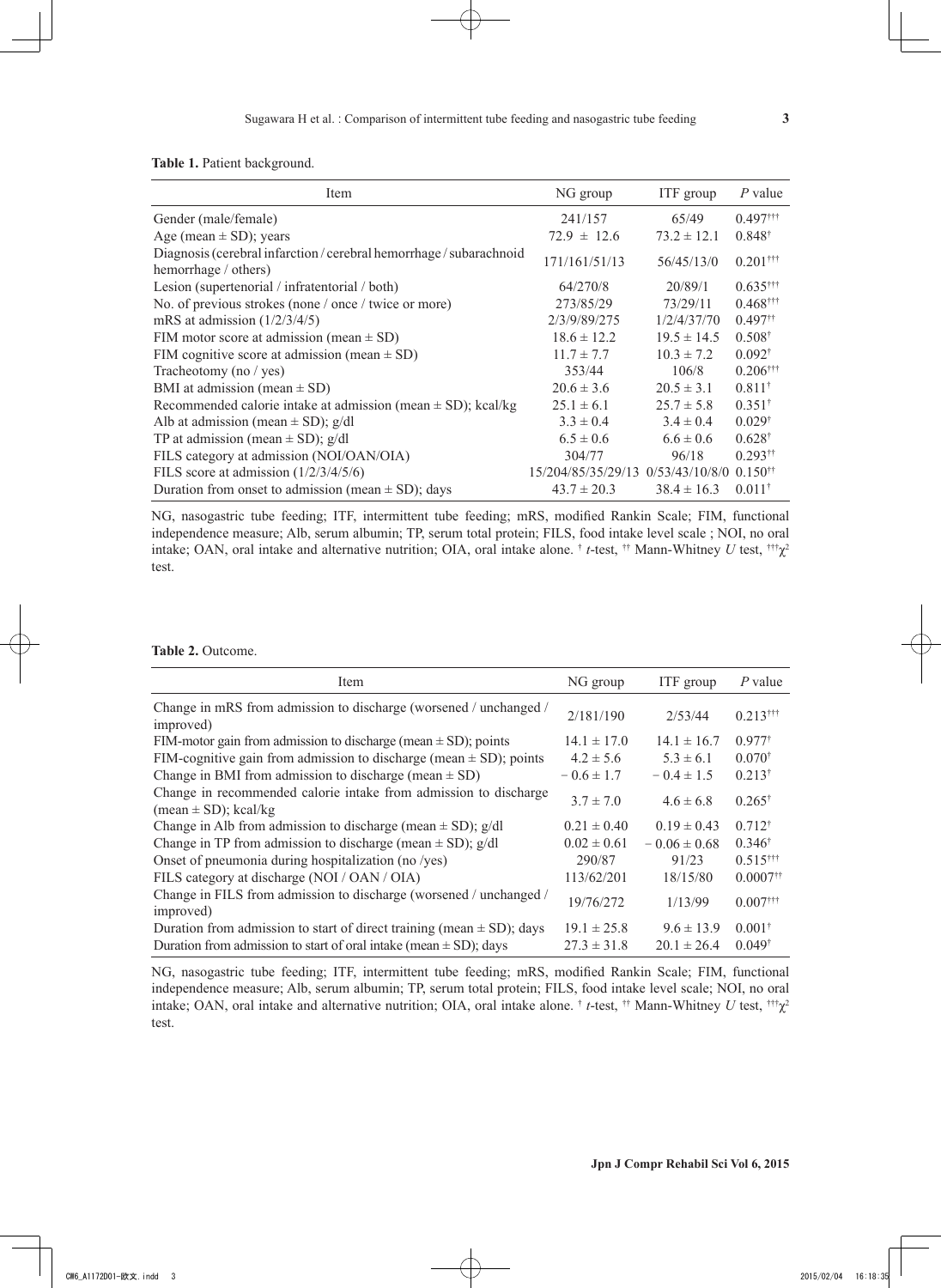**Table 1.** Patient background.

| Item | NG group | ITF group | *P* value |
|---|---|---|---|
| Gender (male/female) | 241/157 | 65/49 | 0.497††† |
| Age (mean ± SD); years | 72.9 ± 12.6 | 73.2 ± 12.1 | 0.848† |
| Diagnosis (cerebral infarction / cerebral hemorrhage / subarachnoid hemorrhage / others) | 171/161/51/13 | 56/45/13/0 | 0.201††† |
| Lesion (supertenorial / infratentorial / both) | 64/270/8 | 20/89/1 | 0.635††† |
| No. of previous strokes (none / once / twice or more) | 273/85/29 | 73/29/11 | 0.468††† |
| mRS at admission (1/2/3/4/5) | 2/3/9/89/275 | 1/2/4/37/70 | 0.497†† |
| FIM motor score at admission (mean ± SD) | 18.6 ± 12.2 | 19.5 ± 14.5 | 0.508† |
| FIM cognitive score at admission (mean ± SD) | 11.7 ± 7.7 | 10.3 ± 7.2 | 0.092† |
| Tracheotomy (no / yes) | 353/44 | 106/8 | 0.206††† |
| BMI at admission (mean ± SD) | 20.6 ± 3.6 | 20.5 ± 3.1 | 0.811† |
| Recommended calorie intake at admission (mean ± SD); kcal/kg | 25.1 ± 6.1 | 25.7 ± 5.8 | 0.351† |
| Alb at admission (mean ± SD); g/dl | 3.3 ± 0.4 | 3.4 ± 0.4 | 0.029† |
| TP at admission (mean ± SD); g/dl | 6.5 ± 0.6 | 6.6 ± 0.6 | 0.628† |
| FILS category at admission (NOI/OAN/OIA) | 304/77 | 96/18 | 0.293†† |
| FILS score at admission (1/2/3/4/5/6) | 15/204/85/35/29/13 | 0/53/43/10/8/0 | 0.150†† |
| Duration from onset to admission (mean ± SD); days | 43.7 ± 20.3 | 38.4 ± 16.3 | 0.011† |

NG, nasogastric tube feeding; ITF, intermittent tube feeding; mRS, modified Rankin Scale; FIM, functional independence measure; Alb, serum albumin; TP, serum total protein; FILS, food intake level scale ; NOI, no oral intake; OAN, oral intake and alternative nutrition; OIA, oral intake alone. † *t*-test, †† Mann-Whitney *U* test, ††† $\chi^2$ test.

**Table 2.** Outcome.

| Item | NG group | ITF group | *P* value |
|---|---|---|---|
| Change in mRS from admission to discharge (worsened / unchanged / improved) | 2/181/190 | 2/53/44 | 0.213††† |
| FIM-motor gain from admission to discharge (mean ± SD); points | 14.1 ± 17.0 | 14.1 ± 16.7 | 0.977† |
| FIM-cognitive gain from admission to discharge (mean ± SD); points | 4.2 ± 5.6 | 5.3 ± 6.1 | 0.070† |
| Change in BMI from admission to discharge (mean ± SD) | − 0.6 ± 1.7 | − 0.4 ± 1.5 | 0.213† |
| Change in recommended calorie intake from admission to discharge (mean ± SD); kcal/kg | 3.7 ± 7.0 | 4.6 ± 6.8 | 0.265† |
| Change in Alb from admission to discharge (mean ± SD); g/dl | 0.21 ± 0.40 | 0.19 ± 0.43 | 0.712† |
| Change in TP from admission to discharge (mean ± SD); g/dl | 0.02 ± 0.61 | − 0.06 ± 0.68 | 0.346† |
| Onset of pneumonia during hospitalization (no /yes) | 290/87 | 91/23 | 0.515††† |
| FILS category at discharge (NOI / OAN / OIA) | 113/62/201 | 18/15/80 | 0.0007†† |
| Change in FILS from admission to discharge (worsened / unchanged / improved) | 19/76/272 | 1/13/99 | 0.007††† |
| Duration from admission to start of direct training (mean ± SD); days | 19.1 ± 25.8 | 9.6 ± 13.9 | 0.001† |
| Duration from admission to start of oral intake (mean ± SD); days | 27.3 ± 31.8 | 20.1 ± 26.4 | 0.049† |

NG, nasogastric tube feeding; ITF, intermittent tube feeding; mRS, modified Rankin Scale; FIM, functional independence measure; Alb, serum albumin; TP, serum total protein; FILS, food intake level scale; NOI, no oral intake; OAN, oral intake and alternative nutrition; OIA, oral intake alone. † *t*-test, †† Mann-Whitney *U* test, ††† $\chi^2$ test.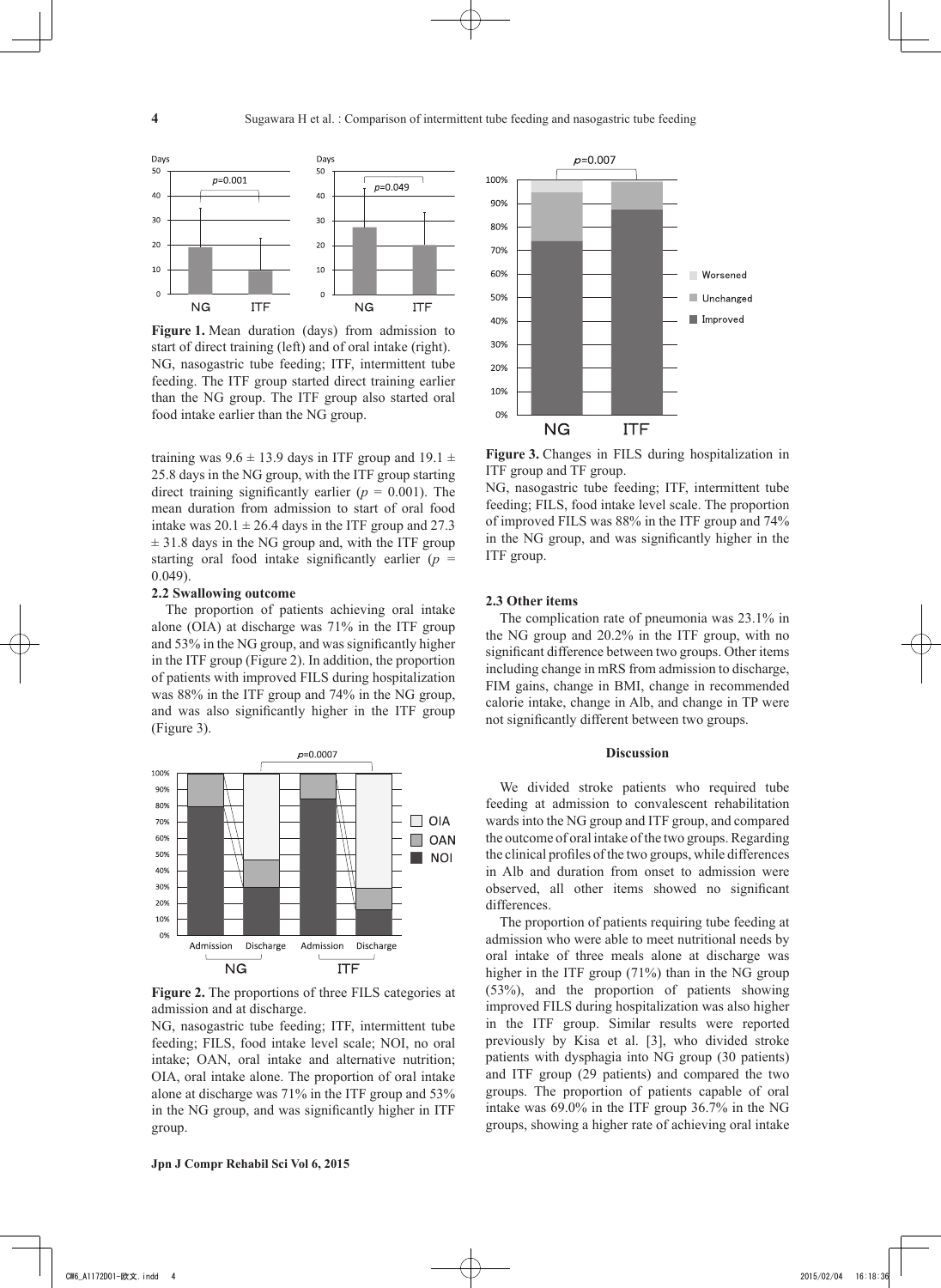training was 9.6 ± 13.9 days in ITF group and 19.1 ± 25.8 days in the NG group, with the ITF group starting direct training significantly earlier ($p$ = 0.001). The mean duration from admission to start of oral food intake was 20.1 ± 26.4 days in the ITF group and 27.3 ± 31.8 days in the NG group and, with the ITF group starting oral food intake significantly earlier ($p$ = 0.049).

**2.2 Swallowing outcome**

The proportion of patients achieving oral intake alone (OIA) at discharge was 71% in the ITF group and 53% in the NG group, and was significantly higher in the ITF group (Figure 2). In addition, the proportion of patients with improved FILS during hospitalization was 88% in the ITF group and 74% in the NG group, and was also significantly higher in the ITF group (Figure 3).

**Figure 1.** Mean duration (days) from admission to start of direct training (left) and of oral intake (right). NG, nasogastric tube feeding; ITF, intermittent tube feeding. The ITF group started direct training earlier than the NG group. The ITF group also started oral food intake earlier than the NG group.

**Figure 2.** The proportions of three FILS categories at admission and at discharge. NG, nasogastric tube feeding; ITF, intermittent tube feeding; FILS, food intake level scale; NOI, no oral intake; OAN, oral intake and alternative nutrition; OIA, oral intake alone. The proportion of oral intake alone at discharge was 71% in the ITF group and 53% in the NG group, and was significantly higher in ITF group.

**Figure 3.** Changes in FILS during hospitalization in ITF group and TF group. NG, nasogastric tube feeding; ITF, intermittent tube feeding; FILS, food intake level scale. The proportion of improved FILS was 88% in the ITF group and 74% in the NG group, and was significantly higher in the ITF group.

**2.3 Other items**

The complication rate of pneumonia was 23.1% in the NG group and 20.2% in the ITF group, with no significant difference between two groups. Other items including change in mRS from admission to discharge, FIM gains, change in BMI, change in recommended calorie intake, change in Alb, and change in TP were not significantly different between two groups.

## Discussion

We divided stroke patients who required tube feeding at admission to convalescent rehabilitation wards into the NG group and ITF group, and compared the outcome of oral intake of the two groups. Regarding the clinical profiles of the two groups, while differences in Alb and duration from onset to admission were observed, all other items showed no significant differences.

The proportion of patients requiring tube feeding at admission who were able to meet nutritional needs by oral intake of three meals alone at discharge was higher in the ITF group (71%) than in the NG group (53%), and the proportion of patients showing improved FILS during hospitalization was also higher in the ITF group. Similar results were reported previously by Kisa et al. [3], who divided stroke patients with dysphagia into NG group (30 patients) and ITF group (29 patients) and compared the two groups. The proportion of patients capable of oral intake was 69.0% in the ITF group 36.7% in the NG groups, showing a higher rate of achieving oral intake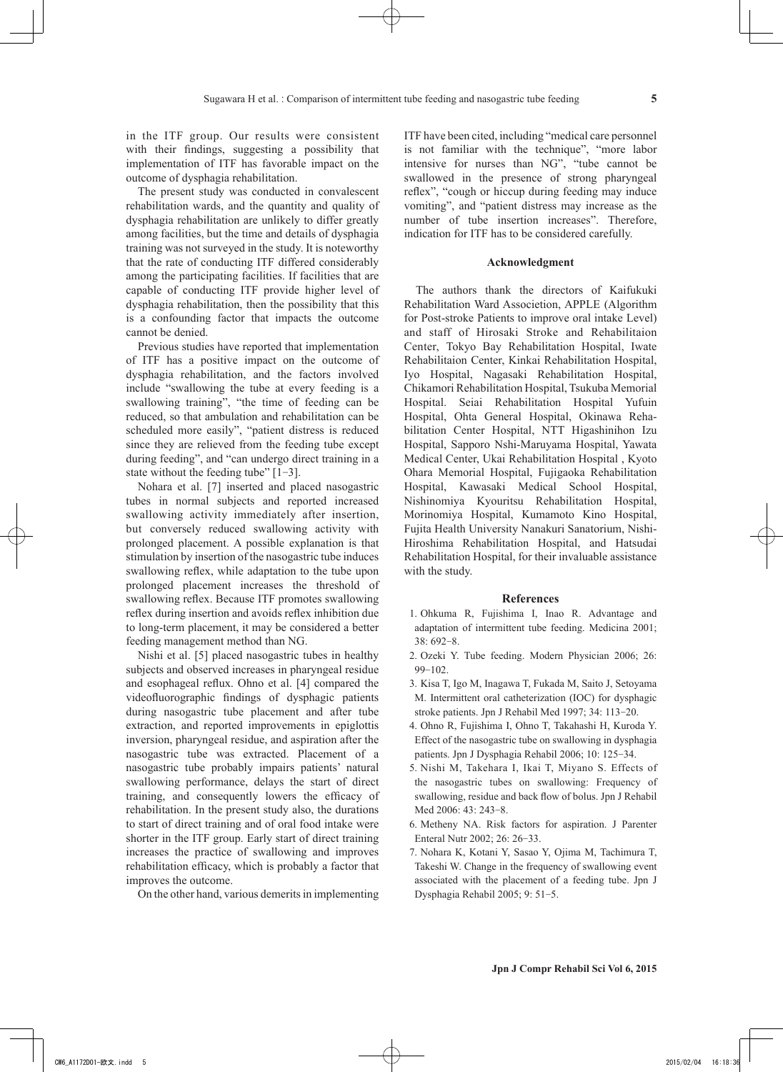in the ITF group. Our results were consistent with their findings, suggesting a possibility that implementation of ITF has favorable impact on the outcome of dysphagia rehabilitation.

The present study was conducted in convalescent rehabilitation wards, and the quantity and quality of dysphagia rehabilitation are unlikely to differ greatly among facilities, but the time and details of dysphagia training was not surveyed in the study. It is noteworthy that the rate of conducting ITF differed considerably among the participating facilities. If facilities that are capable of conducting ITF provide higher level of dysphagia rehabilitation, then the possibility that this is a confounding factor that impacts the outcome cannot be denied.

Previous studies have reported that implementation of ITF has a positive impact on the outcome of dysphagia rehabilitation, and the factors involved include "swallowing the tube at every feeding is a swallowing training", "the time of feeding can be reduced, so that ambulation and rehabilitation can be scheduled more easily", "patient distress is reduced since they are relieved from the feeding tube except during feeding", and "can undergo direct training in a state without the feeding tube" [1−3].

Nohara et al. [7] inserted and placed nasogastric tubes in normal subjects and reported increased swallowing activity immediately after insertion, but conversely reduced swallowing activity with prolonged placement. A possible explanation is that stimulation by insertion of the nasogastric tube induces swallowing reflex, while adaptation to the tube upon prolonged placement increases the threshold of swallowing reflex. Because ITF promotes swallowing reflex during insertion and avoids reflex inhibition due to long-term placement, it may be considered a better feeding management method than NG.

Nishi et al. [5] placed nasogastric tubes in healthy subjects and observed increases in pharyngeal residue and esophageal reflux. Ohno et al. [4] compared the videofluorographic findings of dysphagic patients during nasogastric tube placement and after tube extraction, and reported improvements in epiglottis inversion, pharyngeal residue, and aspiration after the nasogastric tube was extracted. Placement of a nasogastric tube probably impairs patients' natural swallowing performance, delays the start of direct training, and consequently lowers the efficacy of rehabilitation. In the present study also, the durations to start of direct training and of oral food intake were shorter in the ITF group. Early start of direct training increases the practice of swallowing and improves rehabilitation efficacy, which is probably a factor that improves the outcome.

On the other hand, various demerits in implementing ITF have been cited, including "medical care personnel is not familiar with the technique", "more labor intensive for nurses than NG", "tube cannot be swallowed in the presence of strong pharyngeal reflex", "cough or hiccup during feeding may induce vomiting", and "patient distress may increase as the number of tube insertion increases". Therefore, indication for ITF has to be considered carefully.

## Acknowledgment

The authors thank the directors of Kaifukuki Rehabilitation Ward Associetion, APPLE (Algorithm for Post-stroke Patients to improve oral intake Level) and staff of Hirosaki Stroke and Rehabilitaion Center, Tokyo Bay Rehabilitation Hospital, Iwate Rehabilitaion Center, Kinkai Rehabilitation Hospital, Iyo Hospital, Nagasaki Rehabilitation Hospital, Chikamori Rehabilitation Hospital, Tsukuba Memorial Hospital. Seiai Rehabilitation Hospital Yufuin Hospital, Ohta General Hospital, Okinawa Rehabilitation Center Hospital, NTT Higashinihon Izu Hospital, Sapporo Nshi-Maruyama Hospital, Yawata Medical Center, Ukai Rehabilitation Hospital , Kyoto Ohara Memorial Hospital, Fujigaoka Rehabilitation Hospital, Kawasaki Medical School Hospital, Nishinomiya Kyouritsu Rehabilitation Hospital, Morinomiya Hospital, Kumamoto Kino Hospital, Fujita Health University Nanakuri Sanatorium, Nishi-Hiroshima Rehabilitation Hospital, and Hatsudai Rehabilitation Hospital, for their invaluable assistance with the study.

## References

1. Ohkuma R, Fujishima I, Inao R. Advantage and adaptation of intermittent tube feeding. Medicina 2001; 38: 692−8.
2. Ozeki Y. Tube feeding. Modern Physician 2006; 26: 99−102.
3. Kisa T, Igo M, Inagawa T, Fukada M, Saito J, Setoyama M. Intermittent oral catheterization (IOC) for dysphagic stroke patients. Jpn J Rehabil Med 1997; 34: 113−20.
4. Ohno R, Fujishima I, Ohno T, Takahashi H, Kuroda Y. Effect of the nasogastric tube on swallowing in dysphagia patients. Jpn J Dysphagia Rehabil 2006; 10: 125−34.
5. Nishi M, Takehara I, Ikai T, Miyano S. Effects of the nasogastric tubes on swallowing: Frequency of swallowing, residue and back flow of bolus. Jpn J Rehabil Med 2006: 43: 243−8.
6. Metheny NA. Risk factors for aspiration. J Parenter Enteral Nutr 2002; 26: 26−33.
7. Nohara K, Kotani Y, Sasao Y, Ojima M, Tachimura T, Takeshi W. Change in the frequency of swallowing event associated with the placement of a feeding tube. Jpn J Dysphagia Rehabil 2005; 9: 51−5.